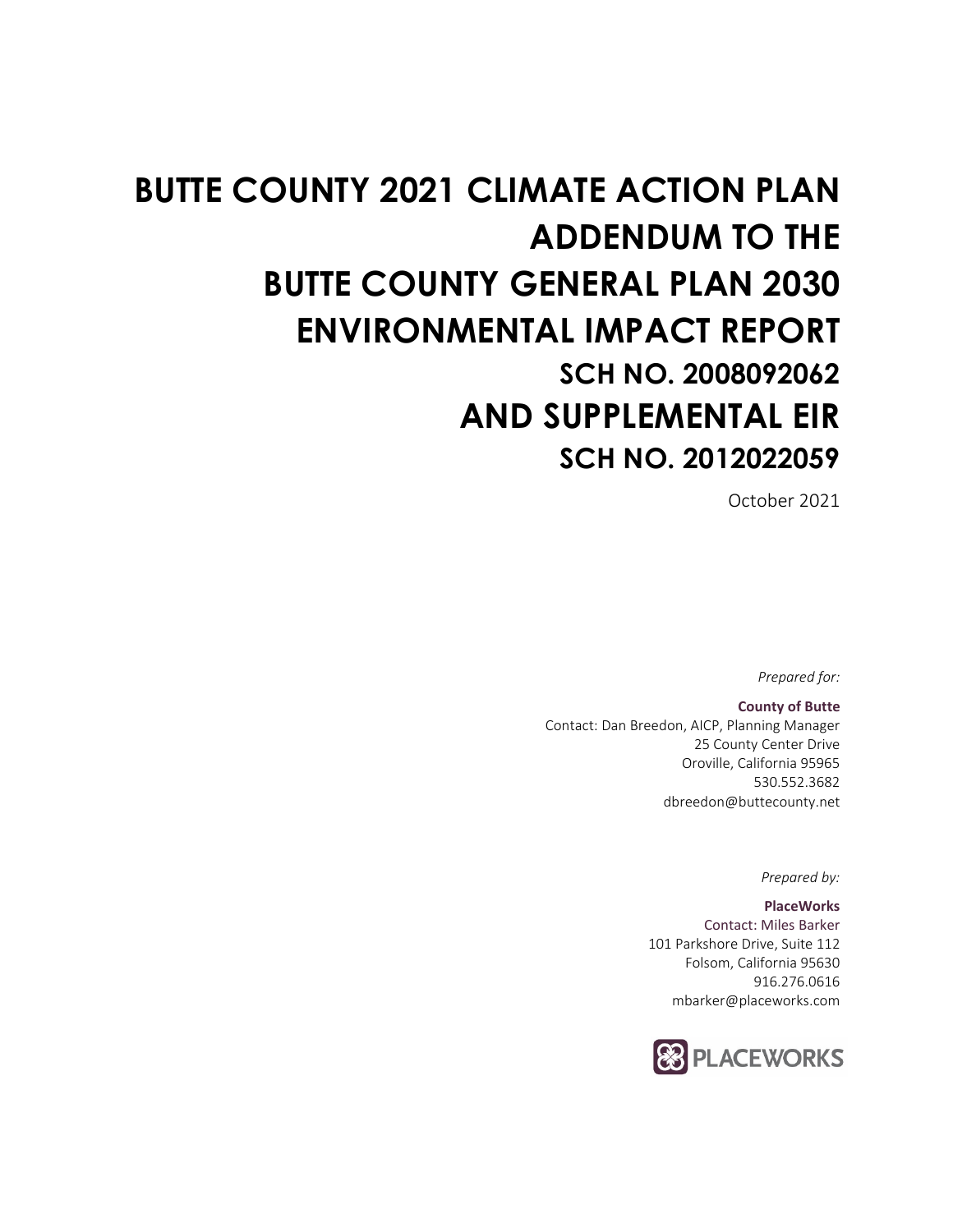# BUTTE COUNTY 2021 CLIMATE ACTION PLAN ADDENDUM TO THE BUTTE COUNTY GENERAL PLAN 2030 ENVIRONMENTAL IMPACT REPORT

## SCH NO. 2008092062

# AND SUPPLEMENTAL EIR

## SCH NO. 2012022059

October 2021

*Prepared for:*

**County of Butte**
Contact: Dan Breedon, AICP, Planning Manager
25 County Center Drive
Oroville, California 95965
530.552.3682
dbreedon@buttecounty.net

*Prepared by:*

**PlaceWorks**
Contact: Miles Barker
101 Parkshore Drive, Suite 112
Folsom, California 95630
916.276.0616
mbarker@placeworks.com

PLACEWORKS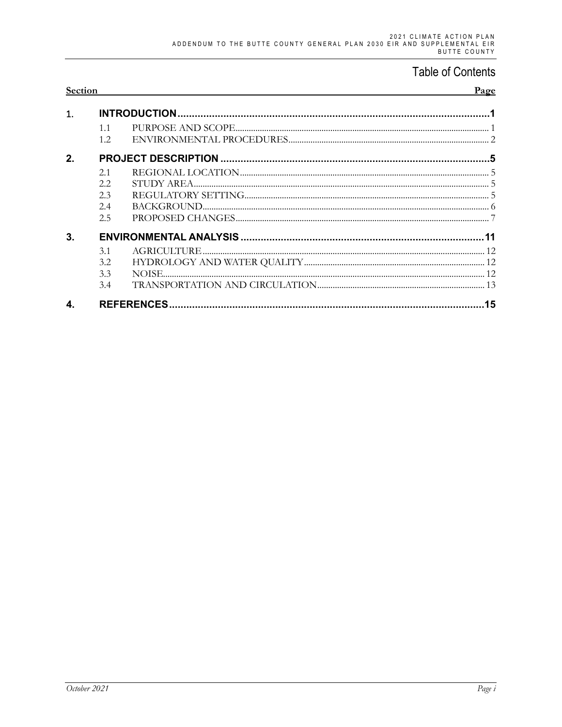# Table of Contents

| Section | | | Page |
|---|---|---|---|
| **1.** | **INTRODUCTION** | | **1** |
| | 1.1 | PURPOSE AND SCOPE | 1 |
| | 1.2 | ENVIRONMENTAL PROCEDURES | 2 |
| **2.** | **PROJECT DESCRIPTION** | | **5** |
| | 2.1 | REGIONAL LOCATION | 5 |
| | 2.2 | STUDY AREA | 5 |
| | 2.3 | REGULATORY SETTING | 5 |
| | 2.4 | BACKGROUND | 6 |
| | 2.5 | PROPOSED CHANGES | 7 |
| **3.** | **ENVIRONMENTAL ANALYSIS** | | **11** |
| | 3.1 | AGRICULTURE | 12 |
| | 3.2 | HYDROLOGY AND WATER QUALITY | 12 |
| | 3.3 | NOISE | 12 |
| | 3.4 | TRANSPORTATION AND CIRCULATION | 13 |
| **4.** | **REFERENCES** | | **15** |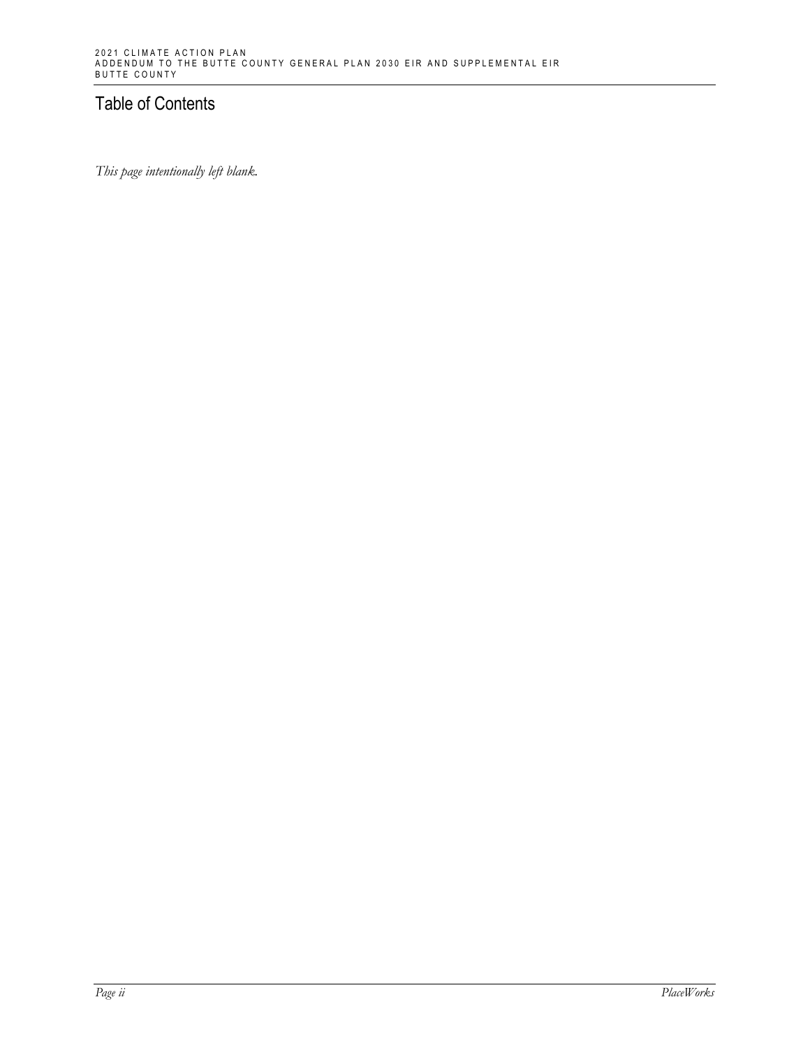## Table of Contents

*This page intentionally left blank.*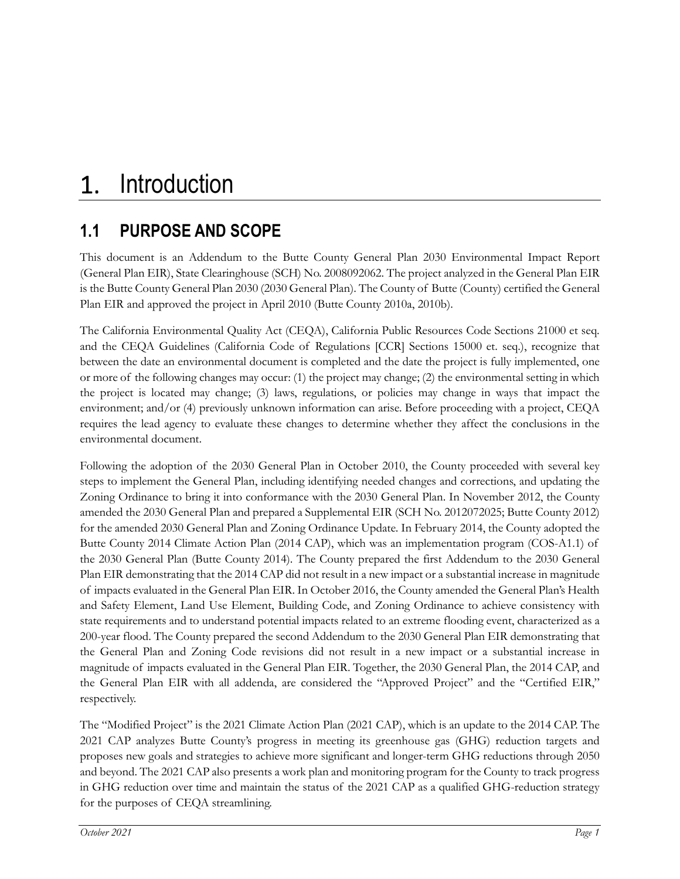# 1. Introduction

## 1.1 PURPOSE AND SCOPE

This document is an Addendum to the Butte County General Plan 2030 Environmental Impact Report (General Plan EIR), State Clearinghouse (SCH) No. 2008092062. The project analyzed in the General Plan EIR is the Butte County General Plan 2030 (2030 General Plan). The County of Butte (County) certified the General Plan EIR and approved the project in April 2010 (Butte County 2010a, 2010b).

The California Environmental Quality Act (CEQA), California Public Resources Code Sections 21000 et seq. and the CEQA Guidelines (California Code of Regulations [CCR] Sections 15000 et. seq.), recognize that between the date an environmental document is completed and the date the project is fully implemented, one or more of the following changes may occur: (1) the project may change; (2) the environmental setting in which the project is located may change; (3) laws, regulations, or policies may change in ways that impact the environment; and/or (4) previously unknown information can arise. Before proceeding with a project, CEQA requires the lead agency to evaluate these changes to determine whether they affect the conclusions in the environmental document.

Following the adoption of the 2030 General Plan in October 2010, the County proceeded with several key steps to implement the General Plan, including identifying needed changes and corrections, and updating the Zoning Ordinance to bring it into conformance with the 2030 General Plan. In November 2012, the County amended the 2030 General Plan and prepared a Supplemental EIR (SCH No. 2012072025; Butte County 2012) for the amended 2030 General Plan and Zoning Ordinance Update. In February 2014, the County adopted the Butte County 2014 Climate Action Plan (2014 CAP), which was an implementation program (COS-A1.1) of the 2030 General Plan (Butte County 2014). The County prepared the first Addendum to the 2030 General Plan EIR demonstrating that the 2014 CAP did not result in a new impact or a substantial increase in magnitude of impacts evaluated in the General Plan EIR. In October 2016, the County amended the General Plan's Health and Safety Element, Land Use Element, Building Code, and Zoning Ordinance to achieve consistency with state requirements and to understand potential impacts related to an extreme flooding event, characterized as a 200-year flood. The County prepared the second Addendum to the 2030 General Plan EIR demonstrating that the General Plan and Zoning Code revisions did not result in a new impact or a substantial increase in magnitude of impacts evaluated in the General Plan EIR. Together, the 2030 General Plan, the 2014 CAP, and the General Plan EIR with all addenda, are considered the "Approved Project" and the "Certified EIR," respectively.

The "Modified Project" is the 2021 Climate Action Plan (2021 CAP), which is an update to the 2014 CAP. The 2021 CAP analyzes Butte County's progress in meeting its greenhouse gas (GHG) reduction targets and proposes new goals and strategies to achieve more significant and longer-term GHG reductions through 2050 and beyond. The 2021 CAP also presents a work plan and monitoring program for the County to track progress in GHG reduction over time and maintain the status of the 2021 CAP as a qualified GHG-reduction strategy for the purposes of CEQA streamlining.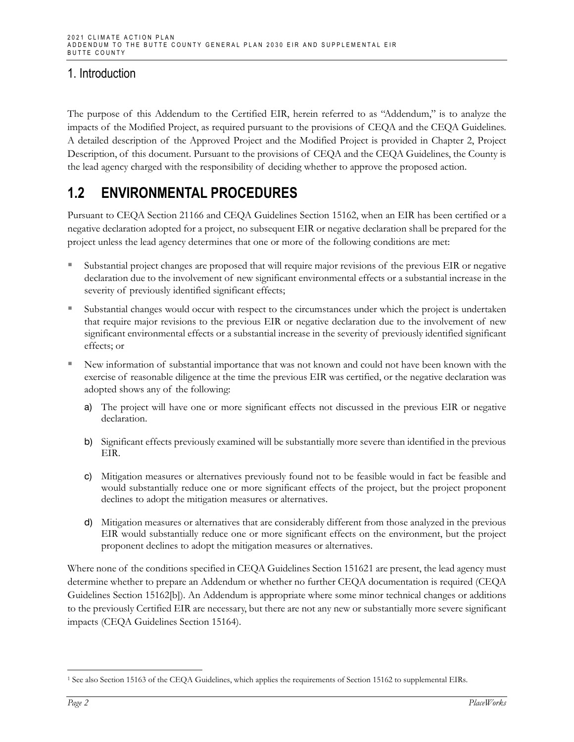# 1. Introduction

The purpose of this Addendum to the Certified EIR, herein referred to as "Addendum," is to analyze the impacts of the Modified Project, as required pursuant to the provisions of CEQA and the CEQA Guidelines. A detailed description of the Approved Project and the Modified Project is provided in Chapter 2, Project Description, of this document. Pursuant to the provisions of CEQA and the CEQA Guidelines, the County is the lead agency charged with the responsibility of deciding whether to approve the proposed action.

## 1.2 ENVIRONMENTAL PROCEDURES

Pursuant to CEQA Section 21166 and CEQA Guidelines Section 15162, when an EIR has been certified or a negative declaration adopted for a project, no subsequent EIR or negative declaration shall be prepared for the project unless the lead agency determines that one or more of the following conditions are met:

- Substantial project changes are proposed that will require major revisions of the previous EIR or negative declaration due to the involvement of new significant environmental effects or a substantial increase in the severity of previously identified significant effects;
- Substantial changes would occur with respect to the circumstances under which the project is undertaken that require major revisions to the previous EIR or negative declaration due to the involvement of new significant environmental effects or a substantial increase in the severity of previously identified significant effects; or
- New information of substantial importance that was not known and could not have been known with the exercise of reasonable diligence at the time the previous EIR was certified, or the negative declaration was adopted shows any of the following:
  - a) The project will have one or more significant effects not discussed in the previous EIR or negative declaration.
  - b) Significant effects previously examined will be substantially more severe than identified in the previous EIR.
  - c) Mitigation measures or alternatives previously found not to be feasible would in fact be feasible and would substantially reduce one or more significant effects of the project, but the project proponent declines to adopt the mitigation measures or alternatives.
  - d) Mitigation measures or alternatives that are considerably different from those analyzed in the previous EIR would substantially reduce one or more significant effects on the environment, but the project proponent declines to adopt the mitigation measures or alternatives.

Where none of the conditions specified in CEQA Guidelines Section 15162[1] are present, the lead agency must determine whether to prepare an Addendum or whether no further CEQA documentation is required (CEQA Guidelines Section 15162[b]). An Addendum is appropriate where some minor technical changes or additions to the previously Certified EIR are necessary, but there are not any new or substantially more severe significant impacts (CEQA Guidelines Section 15164).

[1] See also Section 15163 of the CEQA Guidelines, which applies the requirements of Section 15162 to supplemental EIRs.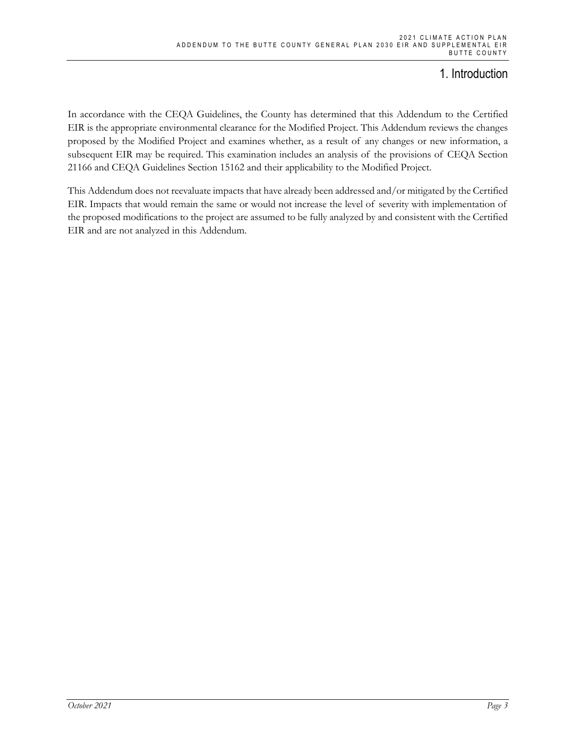# 1. Introduction

In accordance with the CEQA Guidelines, the County has determined that this Addendum to the Certified EIR is the appropriate environmental clearance for the Modified Project. This Addendum reviews the changes proposed by the Modified Project and examines whether, as a result of any changes or new information, a subsequent EIR may be required. This examination includes an analysis of the provisions of CEQA Section 21166 and CEQA Guidelines Section 15162 and their applicability to the Modified Project.

This Addendum does not reevaluate impacts that have already been addressed and/or mitigated by the Certified EIR. Impacts that would remain the same or would not increase the level of severity with implementation of the proposed modifications to the project are assumed to be fully analyzed by and consistent with the Certified EIR and are not analyzed in this Addendum.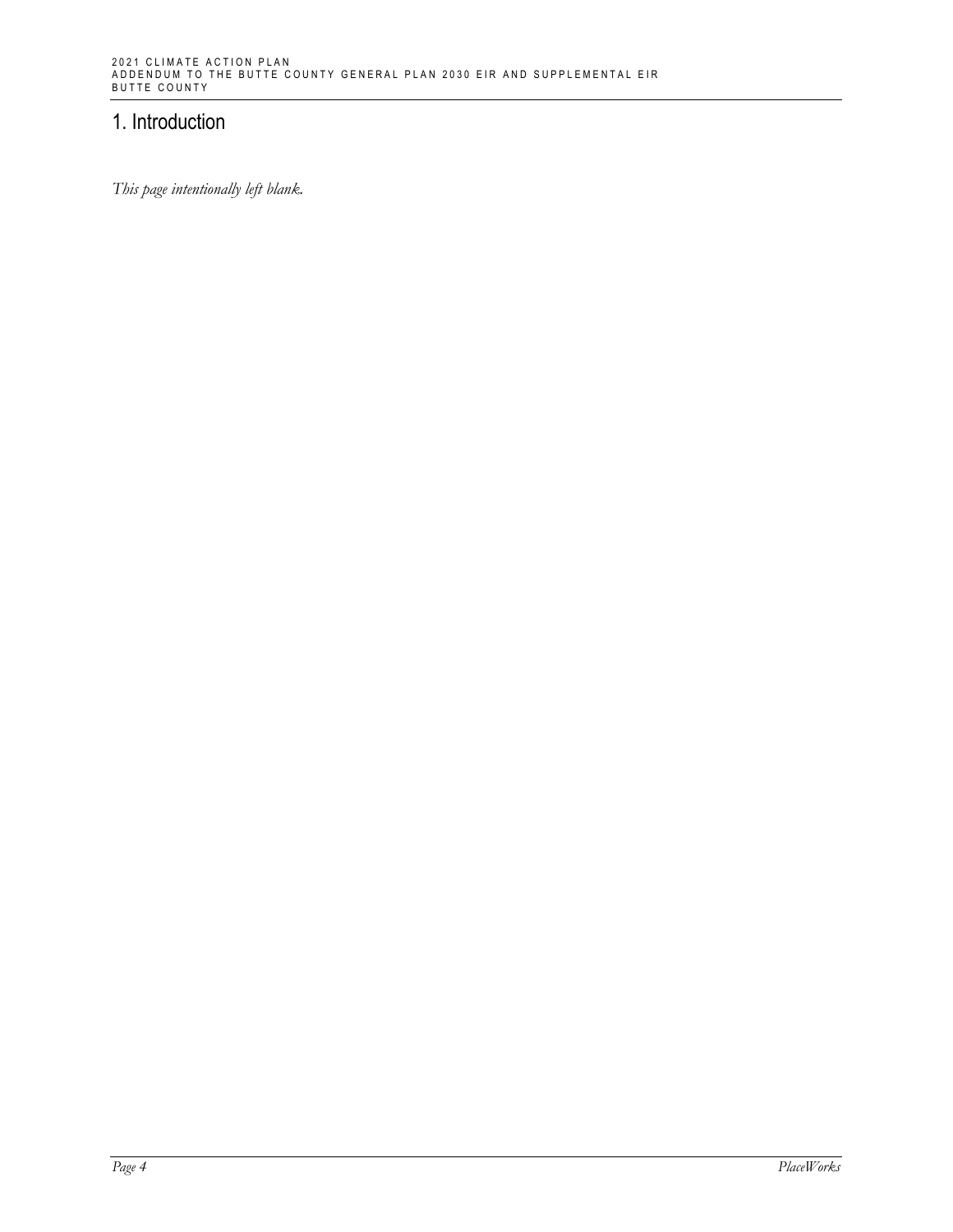# 1. Introduction

*This page intentionally left blank.*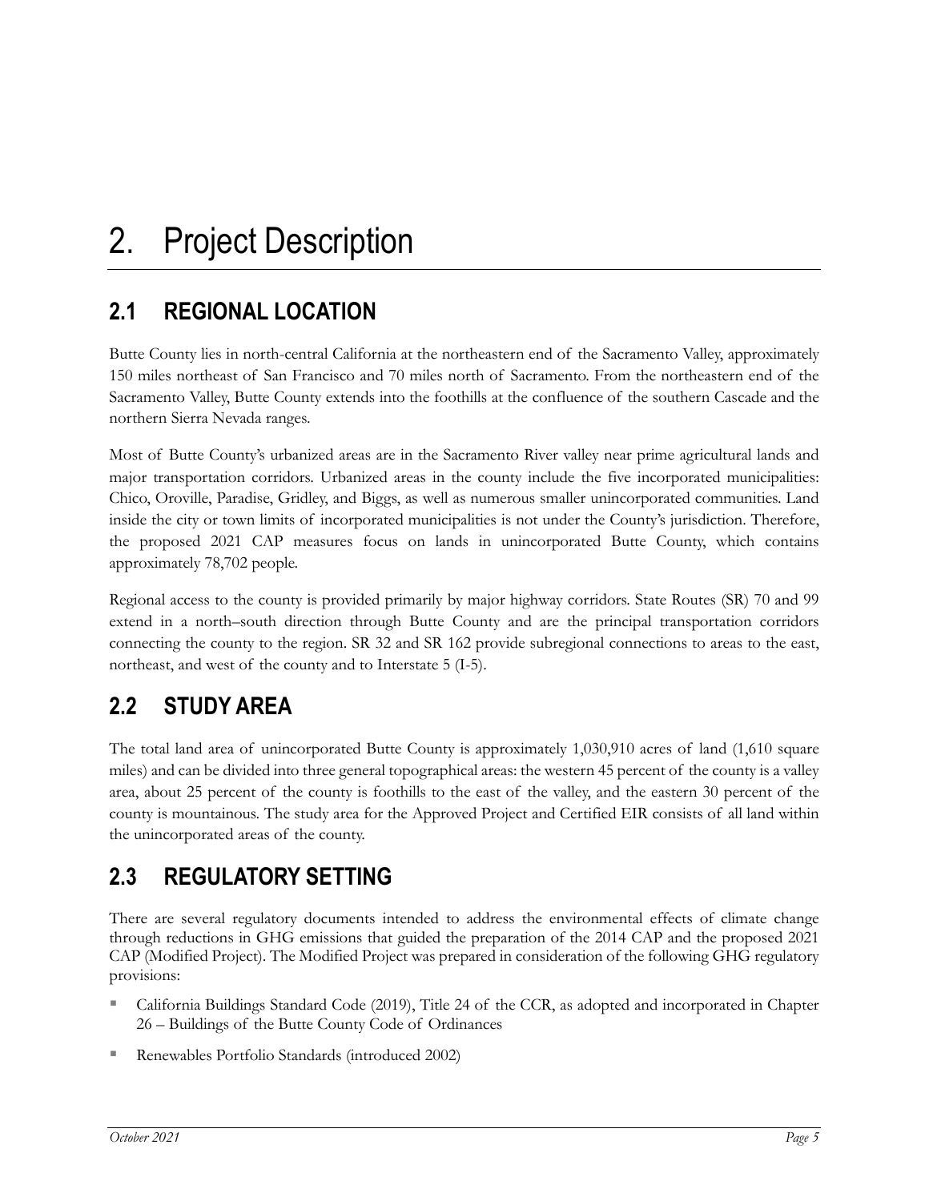# 2. Project Description

## 2.1 REGIONAL LOCATION

Butte County lies in north-central California at the northeastern end of the Sacramento Valley, approximately 150 miles northeast of San Francisco and 70 miles north of Sacramento. From the northeastern end of the Sacramento Valley, Butte County extends into the foothills at the confluence of the southern Cascade and the northern Sierra Nevada ranges.

Most of Butte County's urbanized areas are in the Sacramento River valley near prime agricultural lands and major transportation corridors. Urbanized areas in the county include the five incorporated municipalities: Chico, Oroville, Paradise, Gridley, and Biggs, as well as numerous smaller unincorporated communities. Land inside the city or town limits of incorporated municipalities is not under the County's jurisdiction. Therefore, the proposed 2021 CAP measures focus on lands in unincorporated Butte County, which contains approximately 78,702 people.

Regional access to the county is provided primarily by major highway corridors. State Routes (SR) 70 and 99 extend in a north–south direction through Butte County and are the principal transportation corridors connecting the county to the region. SR 32 and SR 162 provide subregional connections to areas to the east, northeast, and west of the county and to Interstate 5 (I-5).

## 2.2 STUDY AREA

The total land area of unincorporated Butte County is approximately 1,030,910 acres of land (1,610 square miles) and can be divided into three general topographical areas: the western 45 percent of the county is a valley area, about 25 percent of the county is foothills to the east of the valley, and the eastern 30 percent of the county is mountainous. The study area for the Approved Project and Certified EIR consists of all land within the unincorporated areas of the county.

## 2.3 REGULATORY SETTING

There are several regulatory documents intended to address the environmental effects of climate change through reductions in GHG emissions that guided the preparation of the 2014 CAP and the proposed 2021 CAP (Modified Project). The Modified Project was prepared in consideration of the following GHG regulatory provisions:

- California Buildings Standard Code (2019), Title 24 of the CCR, as adopted and incorporated in Chapter 26 – Buildings of the Butte County Code of Ordinances
- Renewables Portfolio Standards (introduced 2002)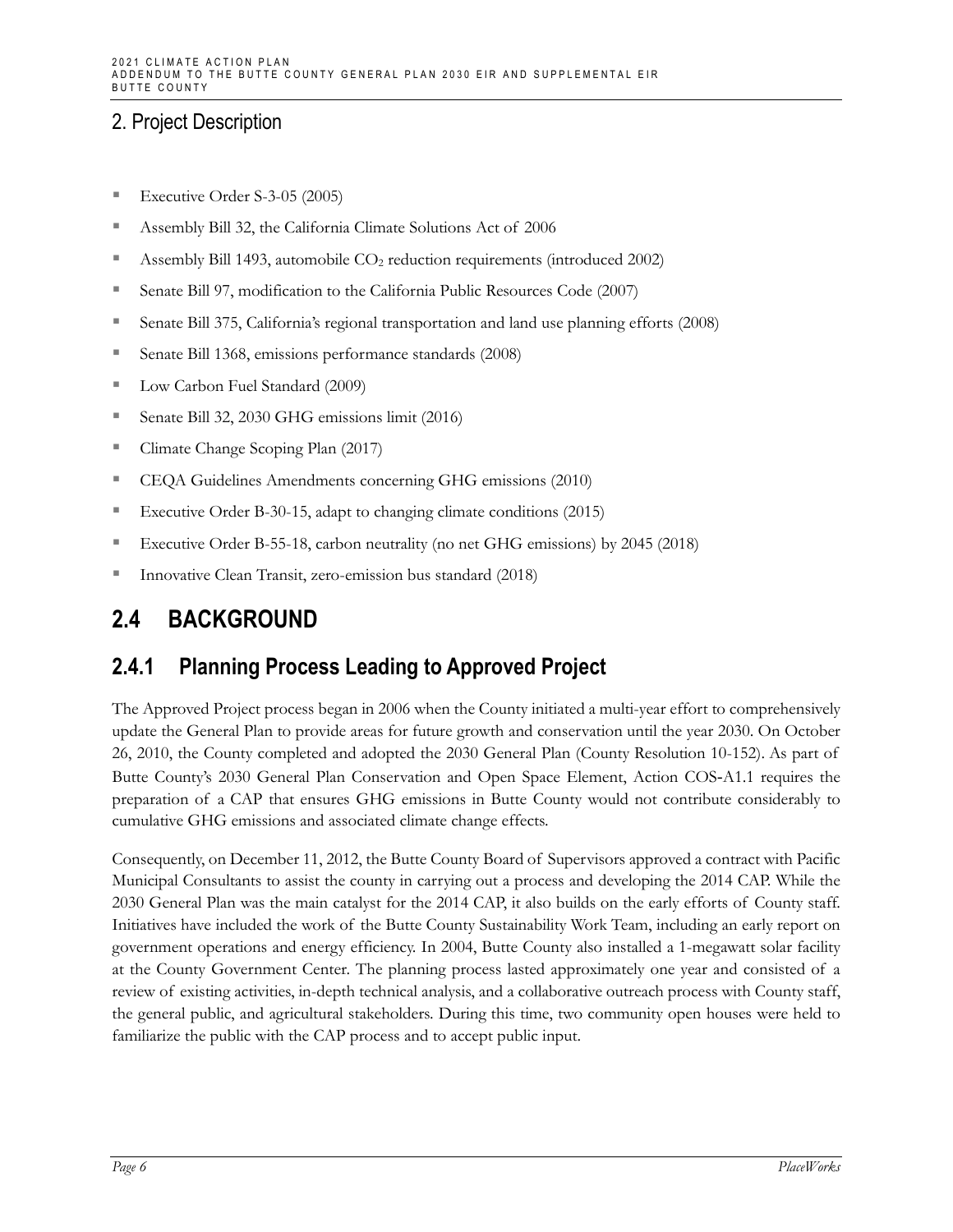- Executive Order S-3-05 (2005)
- Assembly Bill 32, the California Climate Solutions Act of 2006
- Assembly Bill 1493, automobile $CO_2$ reduction requirements (introduced 2002)
- Senate Bill 97, modification to the California Public Resources Code (2007)
- Senate Bill 375, California's regional transportation and land use planning efforts (2008)
- Senate Bill 1368, emissions performance standards (2008)
- Low Carbon Fuel Standard (2009)
- Senate Bill 32, 2030 GHG emissions limit (2016)
- Climate Change Scoping Plan (2017)
- CEQA Guidelines Amendments concerning GHG emissions (2010)
- Executive Order B-30-15, adapt to changing climate conditions (2015)
- Executive Order B-55-18, carbon neutrality (no net GHG emissions) by 2045 (2018)
- Innovative Clean Transit, zero-emission bus standard (2018)

## 2.4 BACKGROUND

### 2.4.1 Planning Process Leading to Approved Project

The Approved Project process began in 2006 when the County initiated a multi-year effort to comprehensively update the General Plan to provide areas for future growth and conservation until the year 2030. On October 26, 2010, the County completed and adopted the 2030 General Plan (County Resolution 10-152). As part of Butte County's 2030 General Plan Conservation and Open Space Element, Action COS-A1.1 requires the preparation of a CAP that ensures GHG emissions in Butte County would not contribute considerably to cumulative GHG emissions and associated climate change effects.

Consequently, on December 11, 2012, the Butte County Board of Supervisors approved a contract with Pacific Municipal Consultants to assist the county in carrying out a process and developing the 2014 CAP. While the 2030 General Plan was the main catalyst for the 2014 CAP, it also builds on the early efforts of County staff. Initiatives have included the work of the Butte County Sustainability Work Team, including an early report on government operations and energy efficiency. In 2004, Butte County also installed a 1-megawatt solar facility at the County Government Center. The planning process lasted approximately one year and consisted of a review of existing activities, in-depth technical analysis, and a collaborative outreach process with County staff, the general public, and agricultural stakeholders. During this time, two community open houses were held to familiarize the public with the CAP process and to accept public input.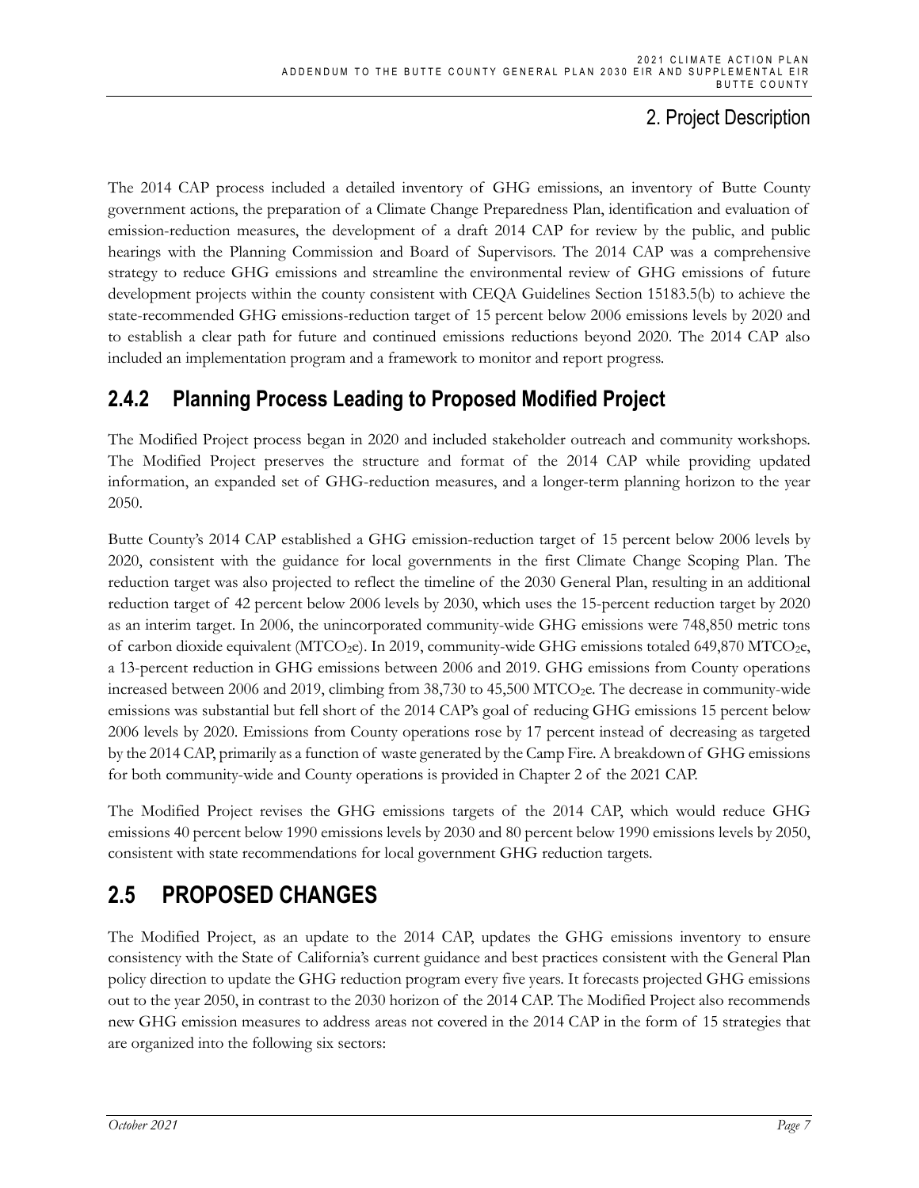The 2014 CAP process included a detailed inventory of GHG emissions, an inventory of Butte County government actions, the preparation of a Climate Change Preparedness Plan, identification and evaluation of emission-reduction measures, the development of a draft 2014 CAP for review by the public, and public hearings with the Planning Commission and Board of Supervisors. The 2014 CAP was a comprehensive strategy to reduce GHG emissions and streamline the environmental review of GHG emissions of future development projects within the county consistent with CEQA Guidelines Section 15183.5(b) to achieve the state-recommended GHG emissions-reduction target of 15 percent below 2006 emissions levels by 2020 and to establish a clear path for future and continued emissions reductions beyond 2020. The 2014 CAP also included an implementation program and a framework to monitor and report progress.

### 2.4.2 Planning Process Leading to Proposed Modified Project

The Modified Project process began in 2020 and included stakeholder outreach and community workshops. The Modified Project preserves the structure and format of the 2014 CAP while providing updated information, an expanded set of GHG-reduction measures, and a longer-term planning horizon to the year 2050.

Butte County's 2014 CAP established a GHG emission-reduction target of 15 percent below 2006 levels by 2020, consistent with the guidance for local governments in the first Climate Change Scoping Plan. The reduction target was also projected to reflect the timeline of the 2030 General Plan, resulting in an additional reduction target of 42 percent below 2006 levels by 2030, which uses the 15-percent reduction target by 2020 as an interim target. In 2006, the unincorporated community-wide GHG emissions were 748,850 metric tons of carbon dioxide equivalent ($MTCO_2e$). In 2019, community-wide GHG emissions totaled 649,870 $MTCO_2e$, a 13-percent reduction in GHG emissions between 2006 and 2019. GHG emissions from County operations increased between 2006 and 2019, climbing from 38,730 to 45,500 $MTCO_2e$. The decrease in community-wide emissions was substantial but fell short of the 2014 CAP's goal of reducing GHG emissions 15 percent below 2006 levels by 2020. Emissions from County operations rose by 17 percent instead of decreasing as targeted by the 2014 CAP, primarily as a function of waste generated by the Camp Fire. A breakdown of GHG emissions for both community-wide and County operations is provided in Chapter 2 of the 2021 CAP.

The Modified Project revises the GHG emissions targets of the 2014 CAP, which would reduce GHG emissions 40 percent below 1990 emissions levels by 2030 and 80 percent below 1990 emissions levels by 2050, consistent with state recommendations for local government GHG reduction targets.

## 2.5 PROPOSED CHANGES

The Modified Project, as an update to the 2014 CAP, updates the GHG emissions inventory to ensure consistency with the State of California's current guidance and best practices consistent with the General Plan policy direction to update the GHG reduction program every five years. It forecasts projected GHG emissions out to the year 2050, in contrast to the 2030 horizon of the 2014 CAP. The Modified Project also recommends new GHG emission measures to address areas not covered in the 2014 CAP in the form of 15 strategies that are organized into the following six sectors: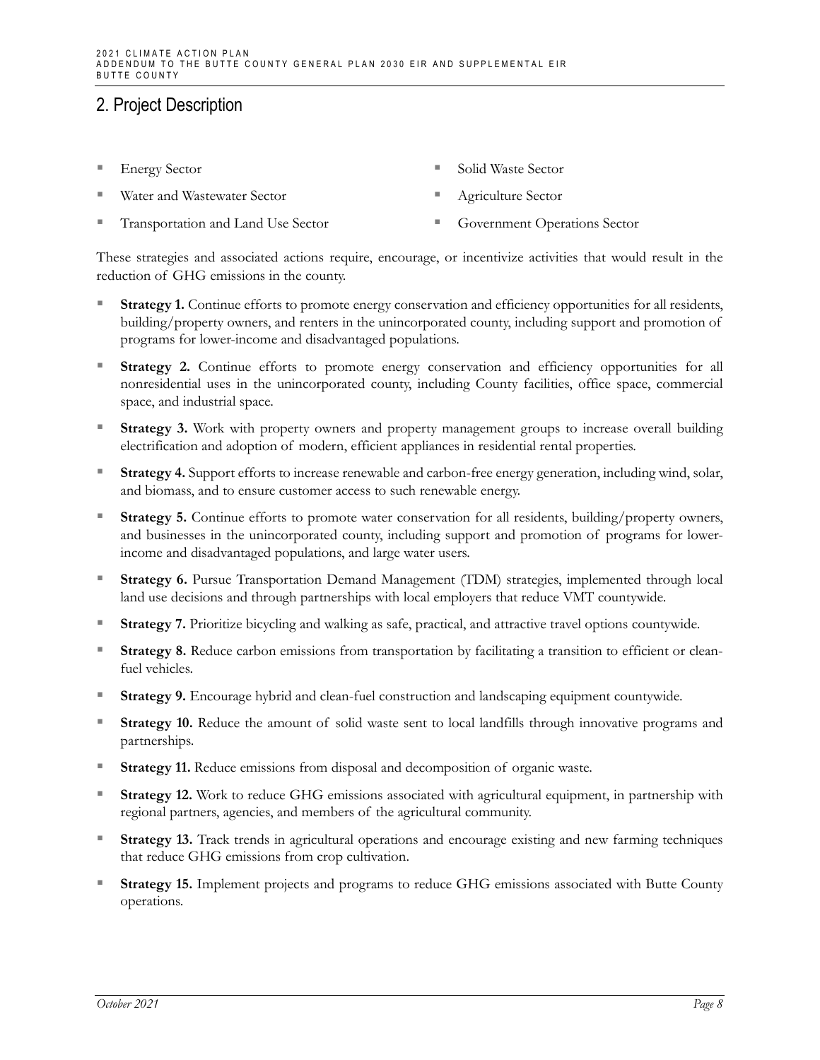## 2. Project Description

- Energy Sector
- Water and Wastewater Sector
- Transportation and Land Use Sector
- Solid Waste Sector
- Agriculture Sector
- Government Operations Sector

These strategies and associated actions require, encourage, or incentivize activities that would result in the reduction of GHG emissions in the county.

- **Strategy 1.** Continue efforts to promote energy conservation and efficiency opportunities for all residents, building/property owners, and renters in the unincorporated county, including support and promotion of programs for lower-income and disadvantaged populations.
- **Strategy 2.** Continue efforts to promote energy conservation and efficiency opportunities for all nonresidential uses in the unincorporated county, including County facilities, office space, commercial space, and industrial space.
- **Strategy 3.** Work with property owners and property management groups to increase overall building electrification and adoption of modern, efficient appliances in residential rental properties.
- **Strategy 4.** Support efforts to increase renewable and carbon-free energy generation, including wind, solar, and biomass, and to ensure customer access to such renewable energy.
- **Strategy 5.** Continue efforts to promote water conservation for all residents, building/property owners, and businesses in the unincorporated county, including support and promotion of programs for lower-income and disadvantaged populations, and large water users.
- **Strategy 6.** Pursue Transportation Demand Management (TDM) strategies, implemented through local land use decisions and through partnerships with local employers that reduce VMT countywide.
- **Strategy 7.** Prioritize bicycling and walking as safe, practical, and attractive travel options countywide.
- **Strategy 8.** Reduce carbon emissions from transportation by facilitating a transition to efficient or clean-fuel vehicles.
- **Strategy 9.** Encourage hybrid and clean-fuel construction and landscaping equipment countywide.
- **Strategy 10.** Reduce the amount of solid waste sent to local landfills through innovative programs and partnerships.
- **Strategy 11.** Reduce emissions from disposal and decomposition of organic waste.
- **Strategy 12.** Work to reduce GHG emissions associated with agricultural equipment, in partnership with regional partners, agencies, and members of the agricultural community.
- **Strategy 13.** Track trends in agricultural operations and encourage existing and new farming techniques that reduce GHG emissions from crop cultivation.
- **Strategy 15.** Implement projects and programs to reduce GHG emissions associated with Butte County operations.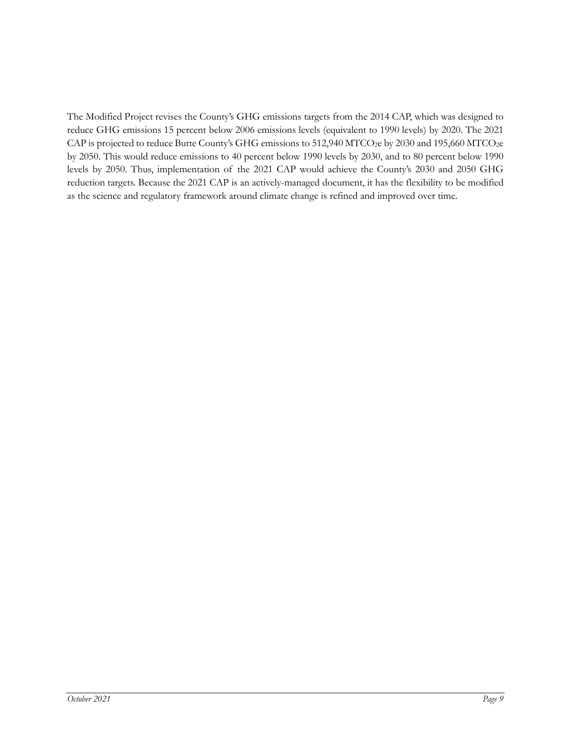The Modified Project revises the County's GHG emissions targets from the 2014 CAP, which was designed to reduce GHG emissions 15 percent below 2006 emissions levels (equivalent to 1990 levels) by 2020. The 2021 CAP is projected to reduce Butte County's GHG emissions to 512,940 $MTCO_2e$ by 2030 and 195,660 $MTCO_2e$ by 2050. This would reduce emissions to 40 percent below 1990 levels by 2030, and to 80 percent below 1990 levels by 2050. Thus, implementation of the 2021 CAP would achieve the County's 2030 and 2050 GHG reduction targets. Because the 2021 CAP is an actively-managed document, it has the flexibility to be modified as the science and regulatory framework around climate change is refined and improved over time.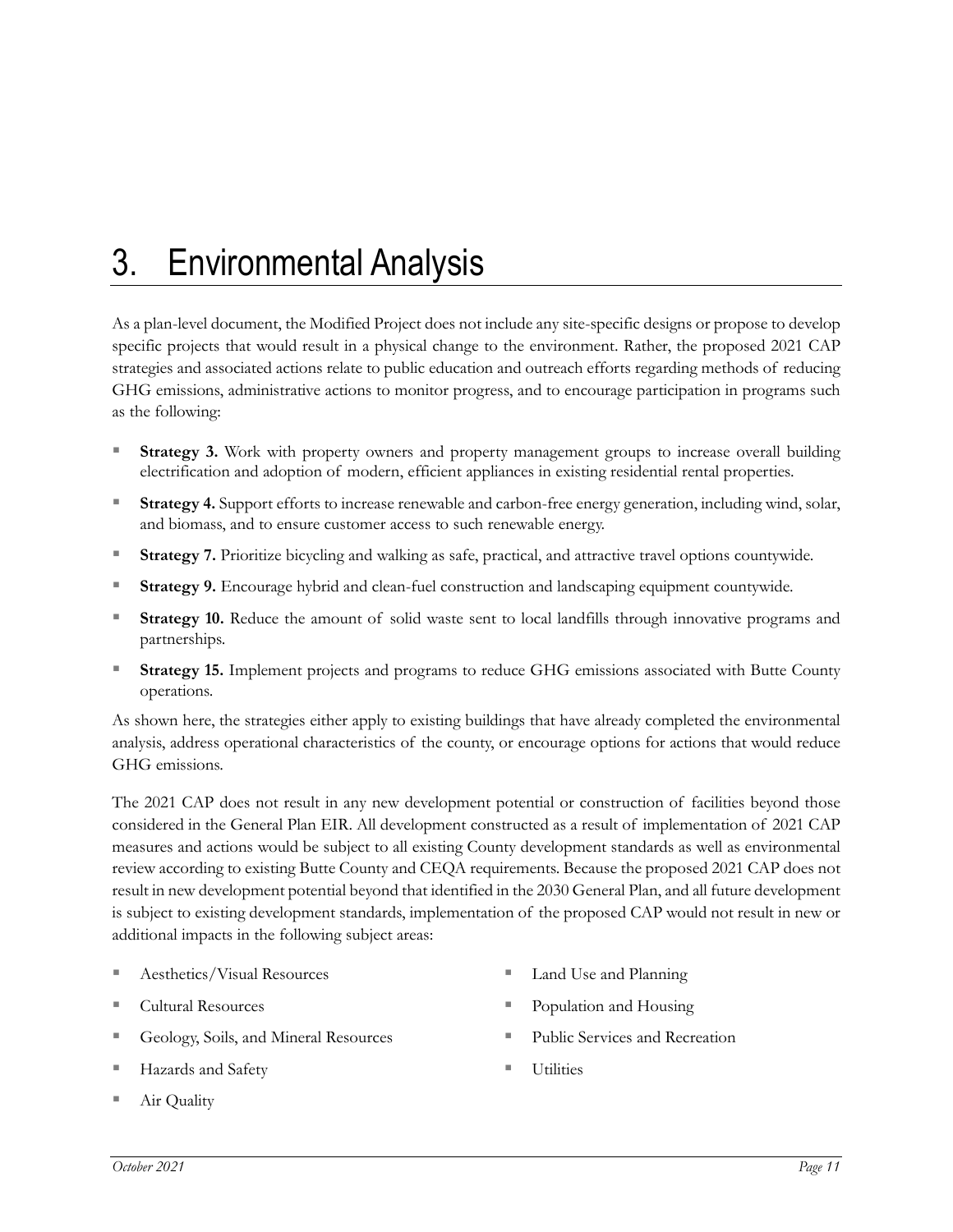# 3. Environmental Analysis

As a plan-level document, the Modified Project does not include any site-specific designs or propose to develop specific projects that would result in a physical change to the environment. Rather, the proposed 2021 CAP strategies and associated actions relate to public education and outreach efforts regarding methods of reducing GHG emissions, administrative actions to monitor progress, and to encourage participation in programs such as the following:

- **Strategy 3.** Work with property owners and property management groups to increase overall building electrification and adoption of modern, efficient appliances in existing residential rental properties.
- **Strategy 4.** Support efforts to increase renewable and carbon-free energy generation, including wind, solar, and biomass, and to ensure customer access to such renewable energy.
- **Strategy 7.** Prioritize bicycling and walking as safe, practical, and attractive travel options countywide.
- **Strategy 9.** Encourage hybrid and clean-fuel construction and landscaping equipment countywide.
- **Strategy 10.** Reduce the amount of solid waste sent to local landfills through innovative programs and partnerships.
- **Strategy 15.** Implement projects and programs to reduce GHG emissions associated with Butte County operations.

As shown here, the strategies either apply to existing buildings that have already completed the environmental analysis, address operational characteristics of the county, or encourage options for actions that would reduce GHG emissions.

The 2021 CAP does not result in any new development potential or construction of facilities beyond those considered in the General Plan EIR. All development constructed as a result of implementation of 2021 CAP measures and actions would be subject to all existing County development standards as well as environmental review according to existing Butte County and CEQA requirements. Because the proposed 2021 CAP does not result in new development potential beyond that identified in the 2030 General Plan, and all future development is subject to existing development standards, implementation of the proposed CAP would not result in new or additional impacts in the following subject areas:

- Aesthetics/Visual Resources
- Cultural Resources
- Geology, Soils, and Mineral Resources
- Hazards and Safety
- Air Quality
- Land Use and Planning
- Population and Housing
- Public Services and Recreation
- Utilities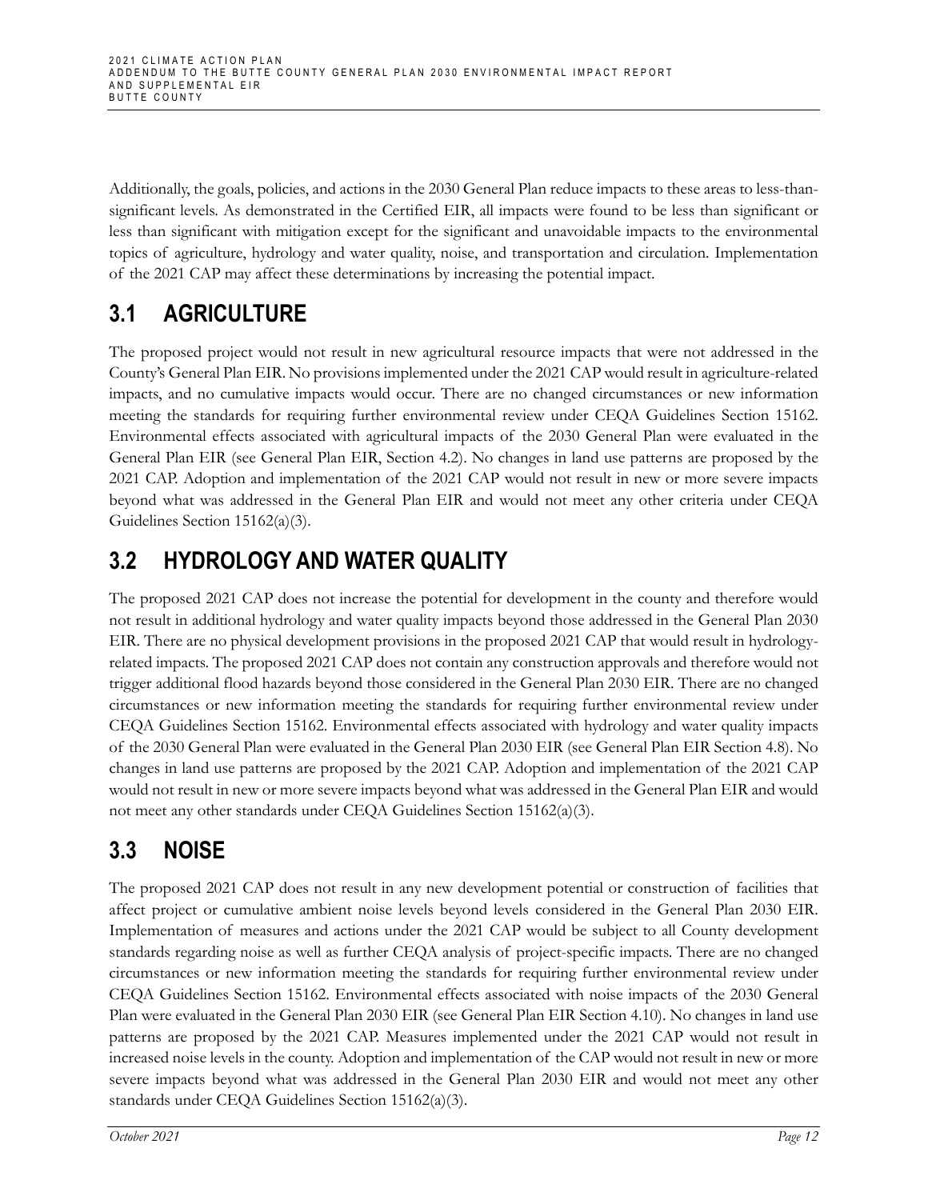Additionally, the goals, policies, and actions in the 2030 General Plan reduce impacts to these areas to less-than-significant levels. As demonstrated in the Certified EIR, all impacts were found to be less than significant or less than significant with mitigation except for the significant and unavoidable impacts to the environmental topics of agriculture, hydrology and water quality, noise, and transportation and circulation. Implementation of the 2021 CAP may affect these determinations by increasing the potential impact.

## 3.1 AGRICULTURE

The proposed project would not result in new agricultural resource impacts that were not addressed in the County's General Plan EIR. No provisions implemented under the 2021 CAP would result in agriculture-related impacts, and no cumulative impacts would occur. There are no changed circumstances or new information meeting the standards for requiring further environmental review under CEQA Guidelines Section 15162. Environmental effects associated with agricultural impacts of the 2030 General Plan were evaluated in the General Plan EIR (see General Plan EIR, Section 4.2). No changes in land use patterns are proposed by the 2021 CAP. Adoption and implementation of the 2021 CAP would not result in new or more severe impacts beyond what was addressed in the General Plan EIR and would not meet any other criteria under CEQA Guidelines Section 15162(a)(3).

## 3.2 HYDROLOGY AND WATER QUALITY

The proposed 2021 CAP does not increase the potential for development in the county and therefore would not result in additional hydrology and water quality impacts beyond those addressed in the General Plan 2030 EIR. There are no physical development provisions in the proposed 2021 CAP that would result in hydrology-related impacts. The proposed 2021 CAP does not contain any construction approvals and therefore would not trigger additional flood hazards beyond those considered in the General Plan 2030 EIR. There are no changed circumstances or new information meeting the standards for requiring further environmental review under CEQA Guidelines Section 15162. Environmental effects associated with hydrology and water quality impacts of the 2030 General Plan were evaluated in the General Plan 2030 EIR (see General Plan EIR Section 4.8). No changes in land use patterns are proposed by the 2021 CAP. Adoption and implementation of the 2021 CAP would not result in new or more severe impacts beyond what was addressed in the General Plan EIR and would not meet any other standards under CEQA Guidelines Section 15162(a)(3).

## 3.3 NOISE

The proposed 2021 CAP does not result in any new development potential or construction of facilities that affect project or cumulative ambient noise levels beyond levels considered in the General Plan 2030 EIR. Implementation of measures and actions under the 2021 CAP would be subject to all County development standards regarding noise as well as further CEQA analysis of project-specific impacts. There are no changed circumstances or new information meeting the standards for requiring further environmental review under CEQA Guidelines Section 15162. Environmental effects associated with noise impacts of the 2030 General Plan were evaluated in the General Plan 2030 EIR (see General Plan EIR Section 4.10). No changes in land use patterns are proposed by the 2021 CAP. Measures implemented under the 2021 CAP would not result in increased noise levels in the county. Adoption and implementation of the CAP would not result in new or more severe impacts beyond what was addressed in the General Plan 2030 EIR and would not meet any other standards under CEQA Guidelines Section 15162(a)(3).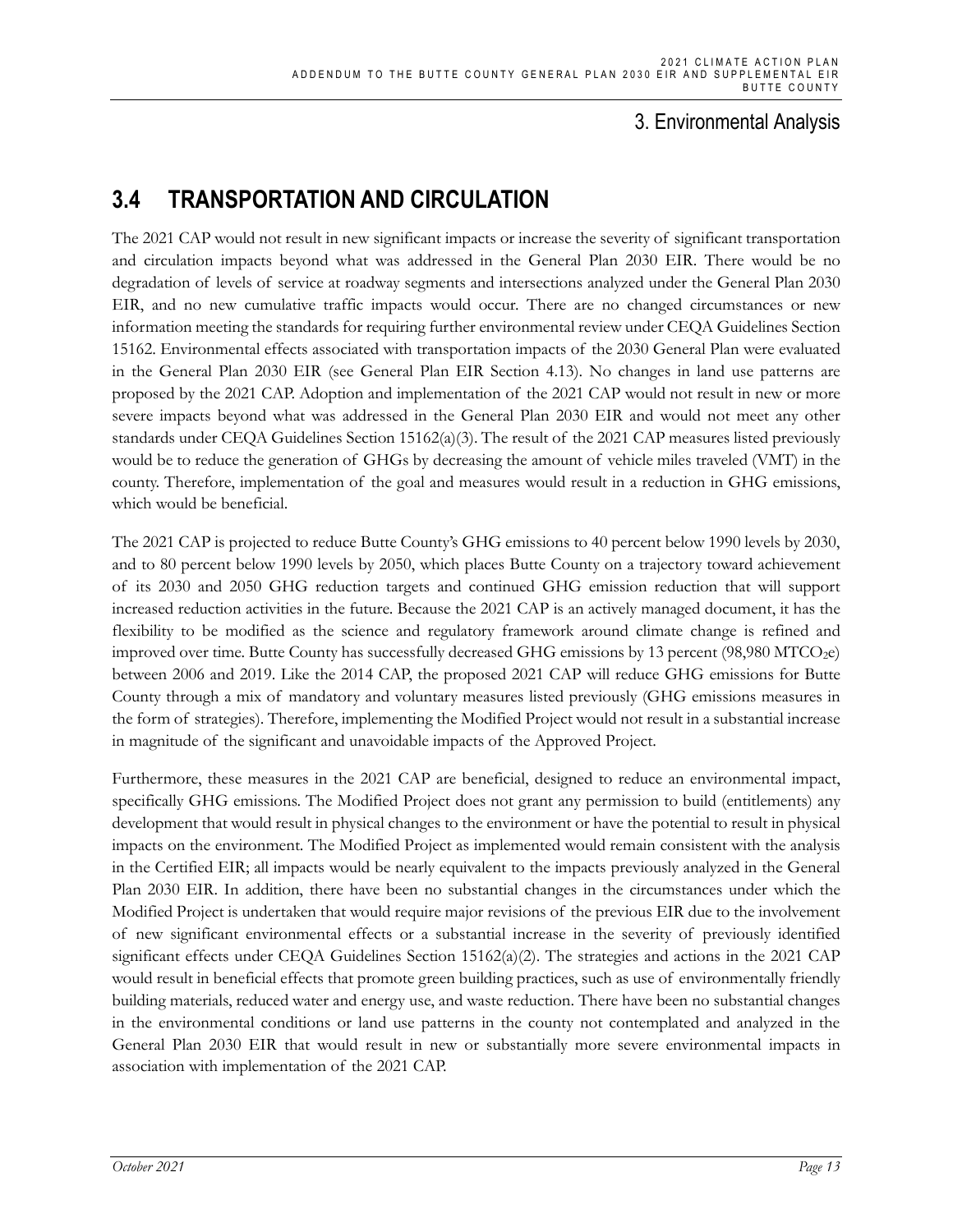## 3. Environmental Analysis

## 3.4 TRANSPORTATION AND CIRCULATION

The 2021 CAP would not result in new significant impacts or increase the severity of significant transportation and circulation impacts beyond what was addressed in the General Plan 2030 EIR. There would be no degradation of levels of service at roadway segments and intersections analyzed under the General Plan 2030 EIR, and no new cumulative traffic impacts would occur. There are no changed circumstances or new information meeting the standards for requiring further environmental review under CEQA Guidelines Section 15162. Environmental effects associated with transportation impacts of the 2030 General Plan were evaluated in the General Plan 2030 EIR (see General Plan EIR Section 4.13). No changes in land use patterns are proposed by the 2021 CAP. Adoption and implementation of the 2021 CAP would not result in new or more severe impacts beyond what was addressed in the General Plan 2030 EIR and would not meet any other standards under CEQA Guidelines Section 15162(a)(3). The result of the 2021 CAP measures listed previously would be to reduce the generation of GHGs by decreasing the amount of vehicle miles traveled (VMT) in the county. Therefore, implementation of the goal and measures would result in a reduction in GHG emissions, which would be beneficial.

The 2021 CAP is projected to reduce Butte County's GHG emissions to 40 percent below 1990 levels by 2030, and to 80 percent below 1990 levels by 2050, which places Butte County on a trajectory toward achievement of its 2030 and 2050 GHG reduction targets and continued GHG emission reduction that will support increased reduction activities in the future. Because the 2021 CAP is an actively managed document, it has the flexibility to be modified as the science and regulatory framework around climate change is refined and improved over time. Butte County has successfully decreased GHG emissions by 13 percent (98,980 $MTCO_2e$) between 2006 and 2019. Like the 2014 CAP, the proposed 2021 CAP will reduce GHG emissions for Butte County through a mix of mandatory and voluntary measures listed previously (GHG emissions measures in the form of strategies). Therefore, implementing the Modified Project would not result in a substantial increase in magnitude of the significant and unavoidable impacts of the Approved Project.

Furthermore, these measures in the 2021 CAP are beneficial, designed to reduce an environmental impact, specifically GHG emissions. The Modified Project does not grant any permission to build (entitlements) any development that would result in physical changes to the environment or have the potential to result in physical impacts on the environment. The Modified Project as implemented would remain consistent with the analysis in the Certified EIR; all impacts would be nearly equivalent to the impacts previously analyzed in the General Plan 2030 EIR. In addition, there have been no substantial changes in the circumstances under which the Modified Project is undertaken that would require major revisions of the previous EIR due to the involvement of new significant environmental effects or a substantial increase in the severity of previously identified significant effects under CEQA Guidelines Section 15162(a)(2). The strategies and actions in the 2021 CAP would result in beneficial effects that promote green building practices, such as use of environmentally friendly building materials, reduced water and energy use, and waste reduction. There have been no substantial changes in the environmental conditions or land use patterns in the county not contemplated and analyzed in the General Plan 2030 EIR that would result in new or substantially more severe environmental impacts in association with implementation of the 2021 CAP.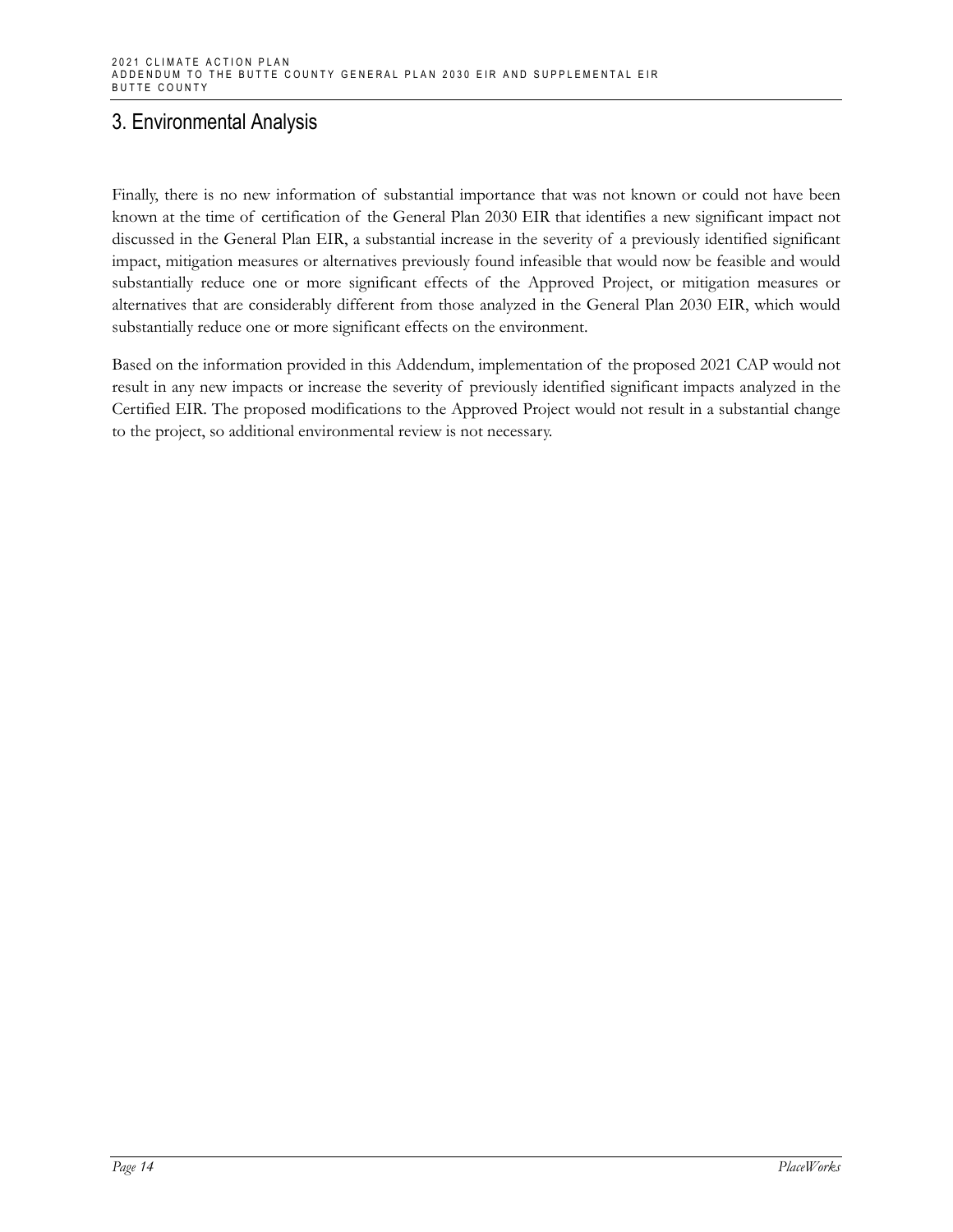Finally, there is no new information of substantial importance that was not known or could not have been known at the time of certification of the General Plan 2030 EIR that identifies a new significant impact not discussed in the General Plan EIR, a substantial increase in the severity of a previously identified significant impact, mitigation measures or alternatives previously found infeasible that would now be feasible and would substantially reduce one or more significant effects of the Approved Project, or mitigation measures or alternatives that are considerably different from those analyzed in the General Plan 2030 EIR, which would substantially reduce one or more significant effects on the environment.

Based on the information provided in this Addendum, implementation of the proposed 2021 CAP would not result in any new impacts or increase the severity of previously identified significant impacts analyzed in the Certified EIR. The proposed modifications to the Approved Project would not result in a substantial change to the project, so additional environmental review is not necessary.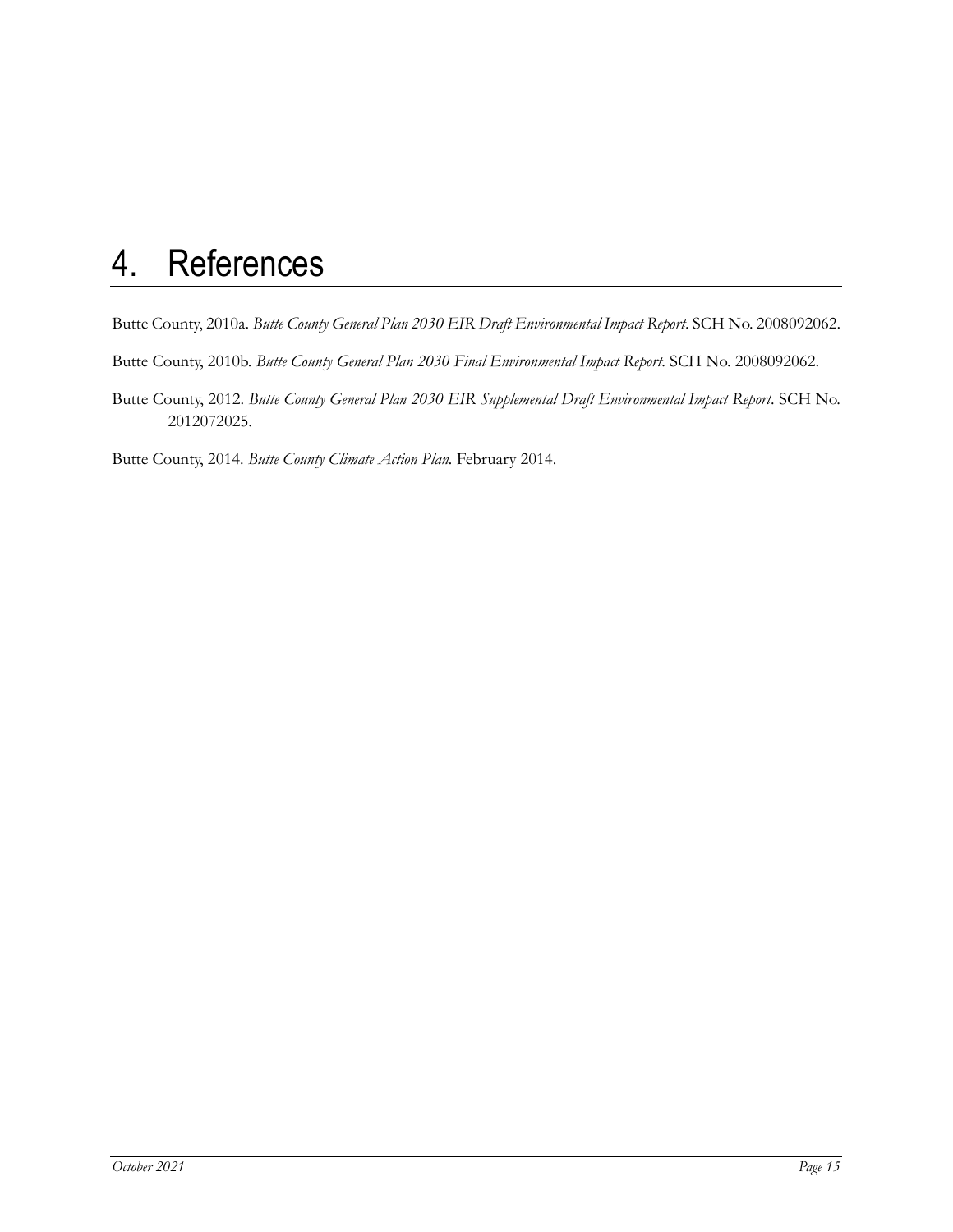# 4. References

Butte County, 2010a. *Butte County General Plan 2030 EIR Draft Environmental Impact Report*. SCH No. 2008092062.

Butte County, 2010b. *Butte County General Plan 2030 Final Environmental Impact Report*. SCH No. 2008092062.

Butte County, 2012. *Butte County General Plan 2030 EIR Supplemental Draft Environmental Impact Report*. SCH No. 2012072025.

Butte County, 2014. *Butte County Climate Action Plan.* February 2014.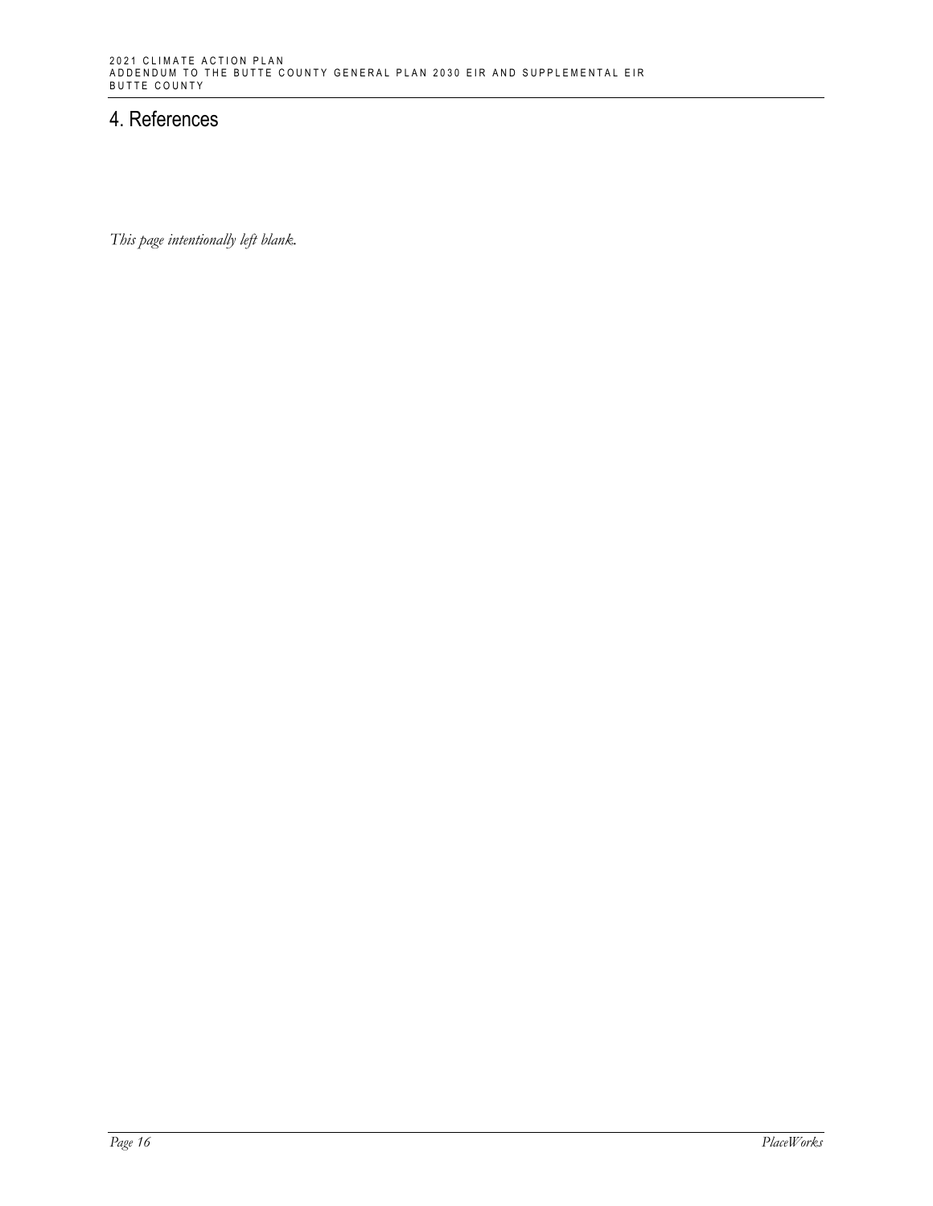# 4. References

*This page intentionally left blank.*